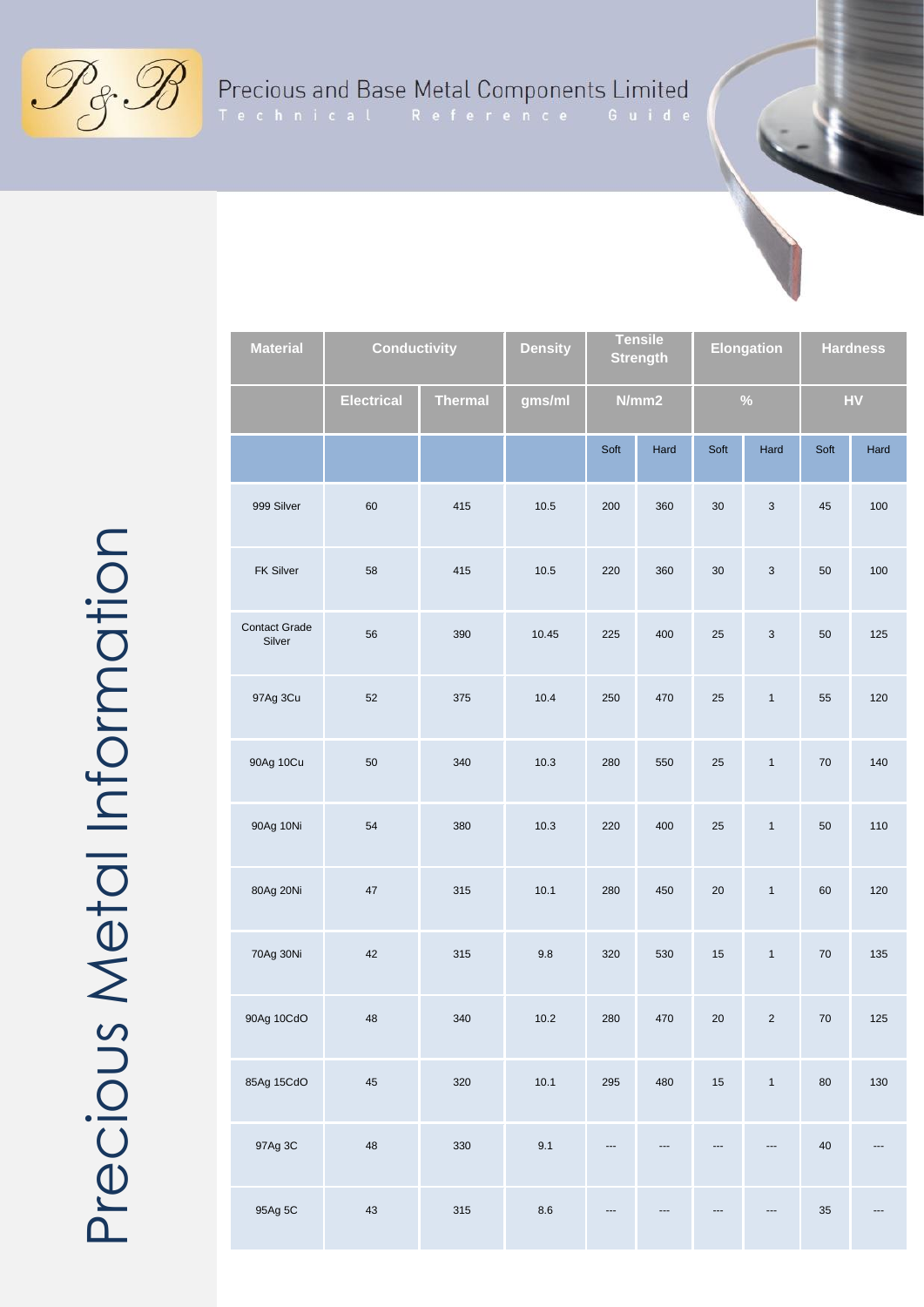# Precious and Base Metal Components Limited

Technical Reference Guide

## Precious Metal Information

| Material | Conductivity | | Density | Tensile Strength | | Elongation | | Hardness | |
|---|---|---|---|---|---|---|---|---|---|
| | Electrical | Thermal | gms/ml | N/mm2 | | % | | HV | |
| | | | | Soft | Hard | Soft | Hard | Soft | Hard |
| 999 Silver | 60 | 415 | 10.5 | 200 | 360 | 30 | 3 | 45 | 100 |
| FK Silver | 58 | 415 | 10.5 | 220 | 360 | 30 | 3 | 50 | 100 |
| Contact Grade Silver | 56 | 390 | 10.45 | 225 | 400 | 25 | 3 | 50 | 125 |
| 97Ag 3Cu | 52 | 375 | 10.4 | 250 | 470 | 25 | 1 | 55 | 120 |
| 90Ag 10Cu | 50 | 340 | 10.3 | 280 | 550 | 25 | 1 | 70 | 140 |
| 90Ag 10Ni | 54 | 380 | 10.3 | 220 | 400 | 25 | 1 | 50 | 110 |
| 80Ag 20Ni | 47 | 315 | 10.1 | 280 | 450 | 20 | 1 | 60 | 120 |
| 70Ag 30Ni | 42 | 315 | 9.8 | 320 | 530 | 15 | 1 | 70 | 135 |
| 90Ag 10CdO | 48 | 340 | 10.2 | 280 | 470 | 20 | 2 | 70 | 125 |
| 85Ag 15CdO | 45 | 320 | 10.1 | 295 | 480 | 15 | 1 | 80 | 130 |
| 97Ag 3C | 48 | 330 | 9.1 | --- | --- | --- | --- | 40 | --- |
| 95Ag 5C | 43 | 315 | 8.6 | --- | --- | --- | --- | 35 | --- |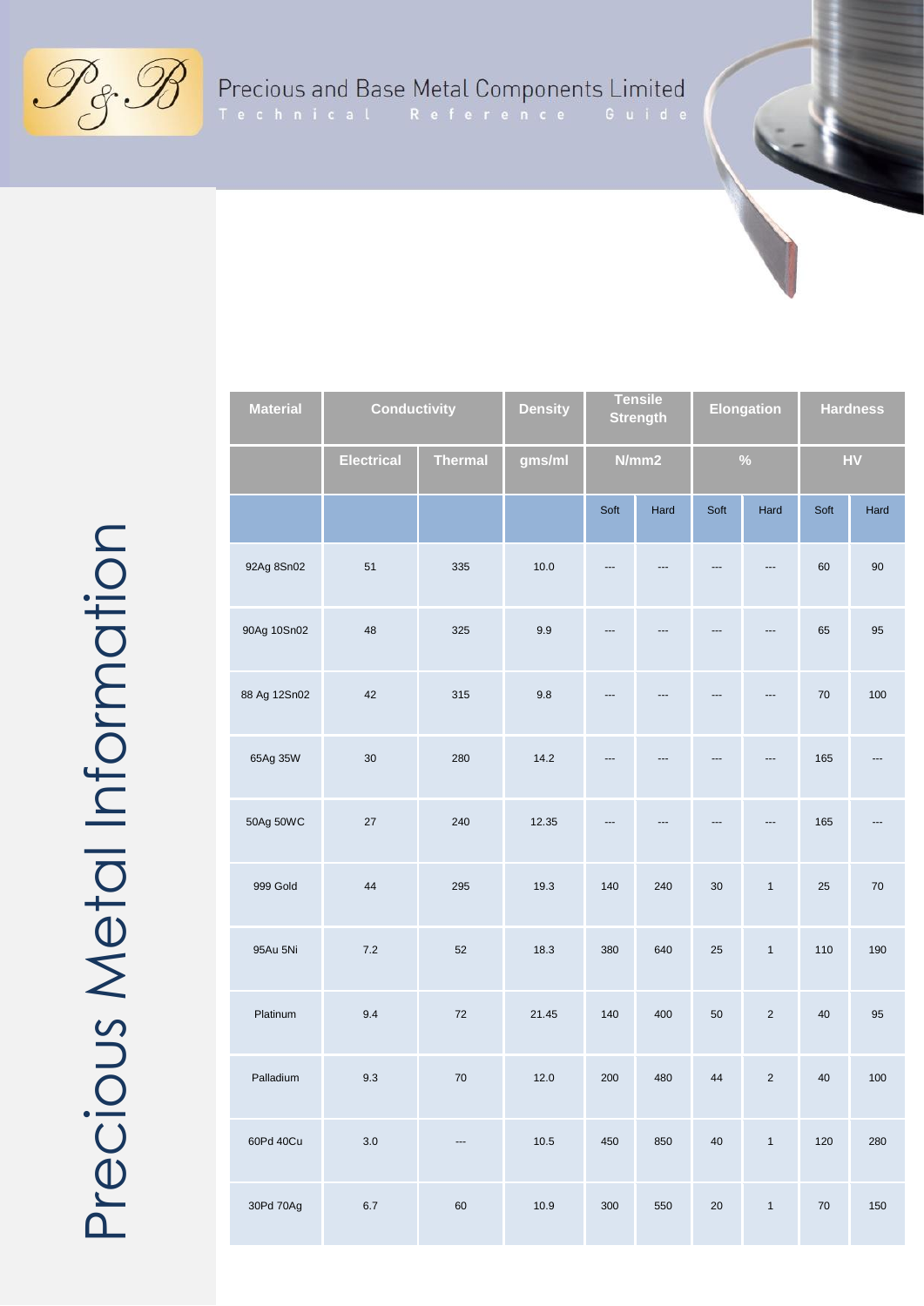# Precious Metal Information

| Material | Conductivity | | Density | Tensile Strength | | Elongation | | Hardness | |
|---|---|---|---|---|---|---|---|---|---|
| | Electrical | Thermal | gms/ml | N/mm2 | | % | | HV | |
| | | | | Soft | Hard | Soft | Hard | Soft | Hard |
| 92Ag 8Sn02 | 51 | 335 | 10.0 | --- | --- | --- | --- | 60 | 90 |
| 90Ag 10Sn02 | 48 | 325 | 9.9 | --- | --- | --- | --- | 65 | 95 |
| 88 Ag 12Sn02 | 42 | 315 | 9.8 | --- | --- | --- | --- | 70 | 100 |
| 65Ag 35W | 30 | 280 | 14.2 | --- | --- | --- | --- | 165 | --- |
| 50Ag 50WC | 27 | 240 | 12.35 | --- | --- | --- | --- | 165 | --- |
| 999 Gold | 44 | 295 | 19.3 | 140 | 240 | 30 | 1 | 25 | 70 |
| 95Au 5Ni | 7.2 | 52 | 18.3 | 380 | 640 | 25 | 1 | 110 | 190 |
| Platinum | 9.4 | 72 | 21.45 | 140 | 400 | 50 | 2 | 40 | 95 |
| Palladium | 9.3 | 70 | 12.0 | 200 | 480 | 44 | 2 | 40 | 100 |
| 60Pd 40Cu | 3.0 | --- | 10.5 | 450 | 850 | 40 | 1 | 120 | 280 |
| 30Pd 70Ag | 6.7 | 60 | 10.9 | 300 | 550 | 20 | 1 | 70 | 150 |